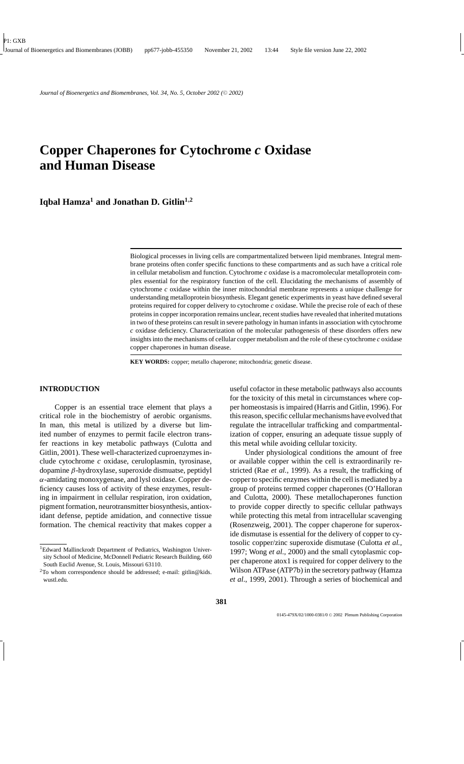# Copper Chaperones for Cytochrome *c* Oxidase and Human Disease

**Iqbal Hamza[1] and Jonathan D. Gitlin[1,2]**

Biological processes in living cells are compartmentalized between lipid membranes. Integral membrane proteins often confer specific functions to these compartments and as such have a critical role in cellular metabolism and function. Cytochrome *c* oxidase is a macromolecular metalloprotein complex essential for the respiratory function of the cell. Elucidating the mechanisms of assembly of cytochrome *c* oxidase within the inner mitochondrial membrane represents a unique challenge for understanding metalloprotein biosynthesis. Elegant genetic experiments in yeast have defined several proteins required for copper delivery to cytochrome *c* oxidase. While the precise role of each of these proteins in copper incorporation remains unclear, recent studies have revealed that inherited mutations in two of these proteins can result in severe pathology in human infants in association with cytochrome *c* oxidase deficiency. Characterization of the molecular pathogenesis of these disorders offers new insights into the mechanisms of cellular copper metabolism and the role of these cytochrome *c* oxidase copper chaperones in human disease.

**KEY WORDS:** copper; metallo chaperone; mitochondria; genetic disease.

## INTRODUCTION

Copper is an essential trace element that plays a critical role in the biochemistry of aerobic organisms. In man, this metal is utilized by a diverse but limited number of enzymes to permit facile electron transfer reactions in key metabolic pathways (Culotta and Gitlin, 2001). These well-characterized cuproenzymes include cytochrome *c* oxidase, ceruloplasmin, tyrosinase, dopamine $\beta$-hydroxylase, superoxide dismuatse, peptidyl $\alpha$-amidating monoxygenase, and lysl oxidase. Copper deficiency causes loss of activity of these enzymes, resulting in impairment in cellular respiration, iron oxidation, pigment formation, neurotransmitter biosynthesis, antioxidant defense, peptide amidation, and connective tissue formation. The chemical reactivity that makes copper a useful cofactor in these metabolic pathways also accounts for the toxicity of this metal in circumstances where copper homeostasis is impaired (Harris and Gitlin, 1996). For this reason, specific cellular mechanisms have evolved that regulate the intracellular trafficking and compartmentalization of copper, ensuring an adequate tissue supply of this metal while avoiding cellular toxicity.

Under physiological conditions the amount of free or available copper within the cell is extraordinarily restricted (Rae *et al.*, 1999). As a result, the trafficking of copper to specific enzymes within the cell is mediated by a group of proteins termed copper chaperones (O'Halloran and Culotta, 2000). These metallochaperones function to provide copper directly to specific cellular pathways while protecting this metal from intracellular scavenging (Rosenzweig, 2001). The copper chaperone for superoxide dismutase is essential for the delivery of copper to cytosolic copper/zinc superoxide dismutase (Culotta *et al.*, 1997; Wong *et al.*, 2000) and the small cytoplasmic copper chaperone atox1 is required for copper delivery to the Wilson ATPase (ATP7b) in the secretory pathway (Hamza *et al.*, 1999, 2001). Through a series of biochemical and

[1]Edward Mallinckrodt Department of Pediatrics, Washington University School of Medicine, McDonnell Pediatric Research Building, 660 South Euclid Avenue, St. Louis, Missouri 63110.

[2]To whom correspondence should be addressed; e-mail: gitlin@kids.wustl.edu.

0145-479X/02/1000-0381/0 © 2002 Plenum Publishing Corporation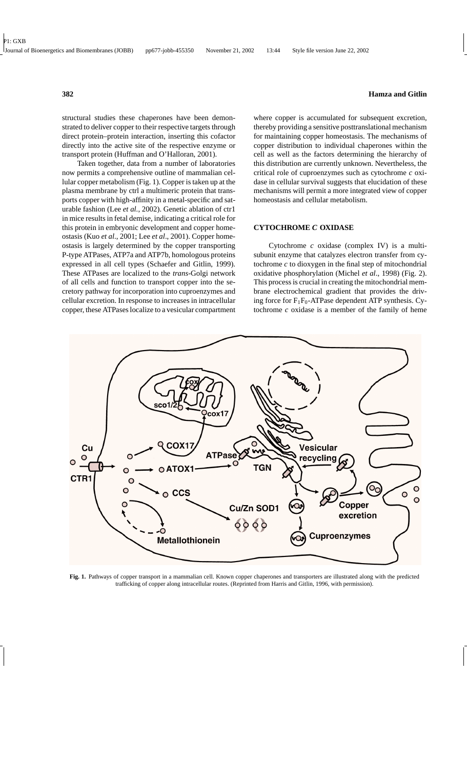structural studies these chaperones have been demonstrated to deliver copper to their respective targets through direct protein–protein interaction, inserting this cofactor directly into the active site of the respective enzyme or transport protein (Huffman and O'Halloran, 2001).

Taken together, data from a number of laboratories now permits a comprehensive outline of mammalian cellular copper metabolism (Fig. 1). Copper is taken up at the plasma membrane by ctrl a multimeric protein that transports copper with high-affinity in a metal-specific and saturable fashion (Lee *et al.*, 2002). Genetic ablation of ctr1 in mice results in fetal demise, indicating a critical role for this protein in embryonic development and copper homeostasis (Kuo *et al*., 2001; Lee *et al*., 2001). Copper homeostasis is largely determined by the copper transporting P-type ATPases, ATP7a and ATP7b, homologous proteins expressed in all cell types (Schaefer and Gitlin, 1999). These ATPases are localized to the *trans*-Golgi network of all cells and function to transport copper into the secretory pathway for incorporation into cuproenzymes and cellular excretion. In response to increases in intracellular copper, these ATPases localize to a vesicular compartment where copper is accumulated for subsequent excretion, thereby providing a sensitive posttranslational mechanism for maintaining copper homeostasis. The mechanisms of copper distribution to individual chaperones within the cell as well as the factors determining the hierarchy of this distribution are currently unknown. Nevertheless, the critical role of cuproenzymes such as cytochrome *c* oxidase in cellular survival suggests that elucidation of these mechanisms will permit a more integrated view of copper homeostasis and cellular metabolism.

## CYTOCHROME *C* OXIDASE

Cytochrome *c* oxidase (complex IV) is a multisubunit enzyme that catalyzes electron transfer from cytochrome *c* to dioxygen in the final step of mitochondrial oxidative phosphorylation (Michel *et al*., 1998) (Fig. 2). This process is crucial in creating the mitochondrial membrane electrochemical gradient that provides the driving force for $F_1F_0$-ATPase dependent ATP synthesis. Cytochrome *c* oxidase is a member of the family of heme

**Fig. 1.** Pathways of copper transport in a mammalian cell. Known copper chaperones and transporters are illustrated along with the predicted trafficking of copper along intracellular routes. (Reprinted from Harris and Gitlin, 1996, with permission).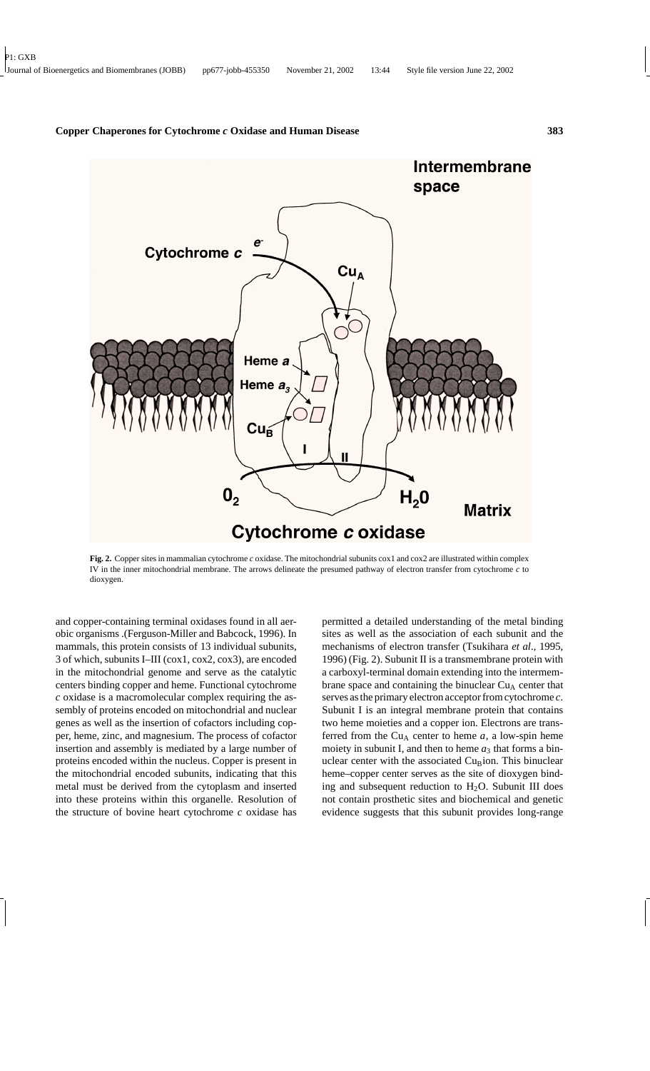**Fig. 2.** Copper sites in mammalian cytochrome *c* oxidase. The mitochondrial subunits cox1 and cox2 are illustrated within complex IV in the inner mitochondrial membrane. The arrows delineate the presumed pathway of electron transfer from cytochrome *c* to dioxygen.

and copper-containing terminal oxidases found in all aerobic organisms .(Ferguson-Miller and Babcock, 1996). In mammals, this protein consists of 13 individual subunits, 3 of which, subunits I–III (cox1, cox2, cox3), are encoded in the mitochondrial genome and serve as the catalytic centers binding copper and heme. Functional cytochrome *c* oxidase is a macromolecular complex requiring the assembly of proteins encoded on mitochondrial and nuclear genes as well as the insertion of cofactors including copper, heme, zinc, and magnesium. The process of cofactor insertion and assembly is mediated by a large number of proteins encoded within the nucleus. Copper is present in the mitochondrial encoded subunits, indicating that this metal must be derived from the cytoplasm and inserted into these proteins within this organelle. Resolution of the structure of bovine heart cytochrome *c* oxidase has permitted a detailed understanding of the metal binding sites as well as the association of each subunit and the mechanisms of electron transfer (Tsukihara *et al.*, 1995, 1996) (Fig. 2). Subunit II is a transmembrane protein with a carboxyl-terminal domain extending into the intermembrane space and containing the binuclear $Cu_A$ center that serves as the primary electron acceptor from cytochrome *c*. Subunit I is an integral membrane protein that contains two heme moieties and a copper ion. Electrons are transferred from the $Cu_A$ center to heme *a*, a low-spin heme moiety in subunit I, and then to heme $a_3$ that forms a binuclear center with the associated $Cu_B$ion. This binuclear heme–copper center serves as the site of dioxygen binding and subsequent reduction to $H_2O$. Subunit III does not contain prosthetic sites and biochemical and genetic evidence suggests that this subunit provides long-range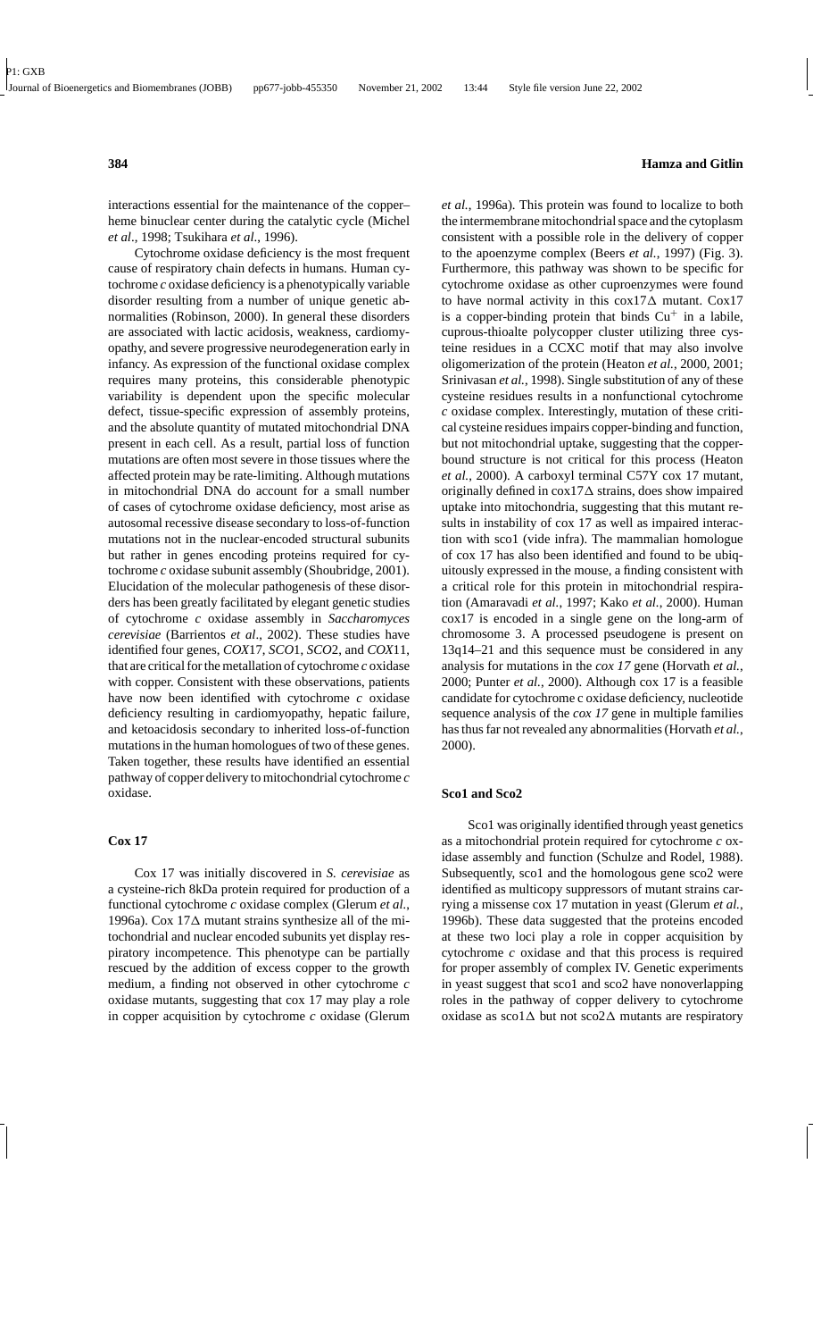interactions essential for the maintenance of the copper–heme binuclear center during the catalytic cycle (Michel *et al*., 1998; Tsukihara *et al*., 1996).

Cytochrome oxidase deficiency is the most frequent cause of respiratory chain defects in humans. Human cytochrome *c* oxidase deficiency is a phenotypically variable disorder resulting from a number of unique genetic abnormalities (Robinson, 2000). In general these disorders are associated with lactic acidosis, weakness, cardiomyopathy, and severe progressive neurodegeneration early in infancy. As expression of the functional oxidase complex requires many proteins, this considerable phenotypic variability is dependent upon the specific molecular defect, tissue-specific expression of assembly proteins, and the absolute quantity of mutated mitochondrial DNA present in each cell. As a result, partial loss of function mutations are often most severe in those tissues where the affected protein may be rate-limiting. Although mutations in mitochondrial DNA do account for a small number of cases of cytochrome oxidase deficiency, most arise as autosomal recessive disease secondary to loss-of-function mutations not in the nuclear-encoded structural subunits but rather in genes encoding proteins required for cytochrome *c* oxidase subunit assembly (Shoubridge, 2001). Elucidation of the molecular pathogenesis of these disorders has been greatly facilitated by elegant genetic studies of cytochrome *c* oxidase assembly in *Saccharomyces cerevisiae* (Barrientos *et al*., 2002). These studies have identified four genes, *COX*17, *SCO*1, *SCO*2, and *COX*11, that are critical for the metallation of cytochrome *c* oxidase with copper. Consistent with these observations, patients have now been identified with cytochrome *c* oxidase deficiency resulting in cardiomyopathy, hepatic failure, and ketoacidosis secondary to inherited loss-of-function mutations in the human homologues of two of these genes. Taken together, these results have identified an essential pathway of copper delivery to mitochondrial cytochrome *c* oxidase.

## Cox 17

Cox 17 was initially discovered in *S. cerevisiae* as a cysteine-rich 8kDa protein required for production of a functional cytochrome *c* oxidase complex (Glerum *et al.*, 1996a). Cox 17Δ mutant strains synthesize all of the mitochondrial and nuclear encoded subunits yet display respiratory incompetence. This phenotype can be partially rescued by the addition of excess copper to the growth medium, a finding not observed in other cytochrome *c* oxidase mutants, suggesting that cox 17 may play a role in copper acquisition by cytochrome *c* oxidase (Glerum *et al.*, 1996a). This protein was found to localize to both the intermembrane mitochondrial space and the cytoplasm consistent with a possible role in the delivery of copper to the apoenzyme complex (Beers *et al.*, 1997) (Fig. 3). Furthermore, this pathway was shown to be specific for cytochrome oxidase as other cuproenzymes were found to have normal activity in this cox17Δ mutant. Cox17 is a copper-binding protein that binds $Cu^{+}$ in a labile, cuprous-thioalte polycopper cluster utilizing three cysteine residues in a CCXC motif that may also involve oligomerization of the protein (Heaton *et al.*, 2000, 2001; Srinivasan *et al.*, 1998). Single substitution of any of these cysteine residues results in a nonfunctional cytochrome *c* oxidase complex. Interestingly, mutation of these critical cysteine residues impairs copper-binding and function, but not mitochondrial uptake, suggesting that the copper-bound structure is not critical for this process (Heaton *et al.*, 2000). A carboxyl terminal C57Y cox 17 mutant, originally defined in cox17Δ strains, does show impaired uptake into mitochondria, suggesting that this mutant results in instability of cox 17 as well as impaired interaction with sco1 (vide infra). The mammalian homologue of cox 17 has also been identified and found to be ubiquitously expressed in the mouse, a finding consistent with a critical role for this protein in mitochondrial respiration (Amaravadi *et al.*, 1997; Kako *et al.*, 2000). Human cox17 is encoded in a single gene on the long-arm of chromosome 3. A processed pseudogene is present on 13q14–21 and this sequence must be considered in any analysis for mutations in the *cox 17* gene (Horvath *et al.*, 2000; Punter *et al.*, 2000). Although cox 17 is a feasible candidate for cytochrome c oxidase deficiency, nucleotide sequence analysis of the *cox 17* gene in multiple families has thus far not revealed any abnormalities (Horvath *et al.*, 2000).

## Sco1 and Sco2

Sco1 was originally identified through yeast genetics as a mitochondrial protein required for cytochrome *c* oxidase assembly and function (Schulze and Rodel, 1988). Subsequently, sco1 and the homologous gene sco2 were identified as multicopy suppressors of mutant strains carrying a missense cox 17 mutation in yeast (Glerum *et al.*, 1996b). These data suggested that the proteins encoded at these two loci play a role in copper acquisition by cytochrome *c* oxidase and that this process is required for proper assembly of complex IV. Genetic experiments in yeast suggest that sco1 and sco2 have nonoverlapping roles in the pathway of copper delivery to cytochrome oxidase as sco1Δ but not sco2Δ mutants are respiratory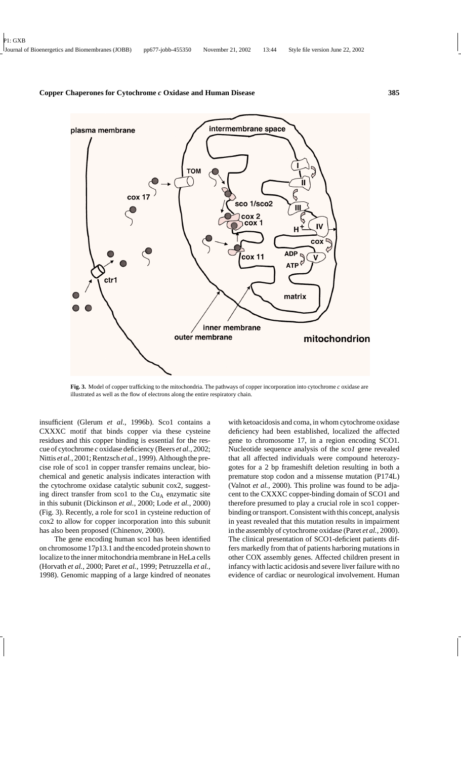**Fig. 3.** Model of copper trafficking to the mitochondria. The pathways of copper incorporation into cytochrome *c* oxidase are illustrated as well as the flow of electrons along the entire respiratory chain.

insufficient (Glerum *et al.*, 1996b). Sco1 contains a CXXXC motif that binds copper via these cysteine residues and this copper binding is essential for the rescue of cytochrome *c* oxidase deficiency (Beers *et al.*, 2002; Nittis *et al.*, 2001; Rentzsch *et al.*, 1999). Although the precise role of sco1 in copper transfer remains unclear, biochemical and genetic analysis indicates interaction with the cytochrome oxidase catalytic subunit cox2, suggesting direct transfer from sco1 to the $Cu_A$ enzymatic site in this subunit (Dickinson *et al.*, 2000; Lode *et al.*, 2000) (Fig. 3). Recently, a role for sco1 in cysteine reduction of cox2 to allow for copper incorporation into this subunit has also been proposed (Chinenov, 2000).

The gene encoding human sco1 has been identified on chromosome 17p13.1 and the encoded protein shown to localize to the inner mitochondria membrane in HeLa cells (Horvath *et al.*, 2000; Paret *et al.*, 1999; Petruzzella *et al.*, 1998). Genomic mapping of a large kindred of neonates with ketoacidosis and coma, in whom cytochrome oxidase deficiency had been established, localized the affected gene to chromosome 17, in a region encoding SCO1. Nucleotide sequence analysis of the *sco1* gene revealed that all affected individuals were compound heterozygotes for a 2 bp frameshift deletion resulting in both a premature stop codon and a missense mutation (P174L) (Valnot *et al.*, 2000). This proline was found to be adjacent to the CXXXC copper-binding domain of SCO1 and therefore presumed to play a crucial role in sco1 copper-binding or transport. Consistent with this concept, analysis in yeast revealed that this mutation results in impairment in the assembly of cytochrome oxidase (Paret *et al.*, 2000). The clinical presentation of SCO1-deficient patients differs markedly from that of patients harboring mutations in other COX assembly genes. Affected children present in infancy with lactic acidosis and severe liver failure with no evidence of cardiac or neurological involvement. Human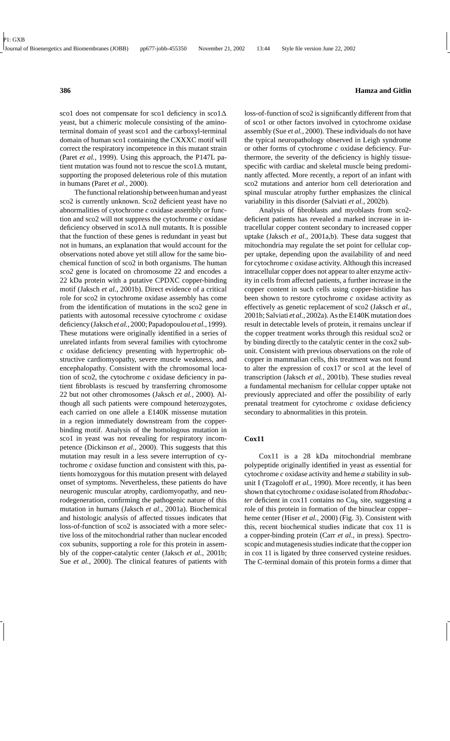sco1 does not compensate for sco1 deficiency in sco1Δ yeast, but a chimeric molecule consisting of the amino-terminal domain of yeast sco1 and the carboxyl-terminal domain of human sco1 containing the CXXXC motif will correct the respiratory incompetence in this mutant strain (Paret *et al.*, 1999). Using this approach, the P147L patient mutation was found not to rescue the sco1Δ mutant, supporting the proposed deleterious role of this mutation in humans (Paret *et al.*, 2000).

The functional relationship between human and yeast sco2 is currently unknown. Sco2 deficient yeast have no abnormalities of cytochrome *c* oxidase assembly or function and sco2 will not suppress the cytochrome *c* oxidase deficiency observed in sco1Δ null mutants. It is possible that the function of these genes is redundant in yeast but not in humans, an explanation that would account for the observations noted above yet still allow for the same biochemical function of sco2 in both organisms. The human *sco2* gene is located on chromosome 22 and encodes a 22 kDa protein with a putative CPDXC copper-binding motif (Jaksch *et al.*, 2001b). Direct evidence of a critical role for sco2 in cytochrome oxidase assembly has come from the identification of mutations in the sco2 gene in patients with autosomal recessive cytochrome *c* oxidase deficiency (Jaksch *et al.*, 2000; Papadopoulou *et al.*, 1999). These mutations were originally identified in a series of unrelated infants from several families with cytochrome *c* oxidase deficiency presenting with hypertrophic obstructive cardiomyopathy, severe muscle weakness, and encephalopathy. Consistent with the chromosomal location of sco2, the cytochrome *c* oxidase deficiency in patient fibroblasts is rescued by transferring chromosome 22 but not other chromosomes (Jaksch *et al.*, 2000). Although all such patients were compound heterozygotes, each carried on one allele a E140K missense mutation in a region immediately downstream from the copper-binding motif. Analysis of the homologous mutation in sco1 in yeast was not revealing for respiratory incompetence (Dickinson *et al.*, 2000). This suggests that this mutation may result in a less severe interruption of cytochrome *c* oxidase function and consistent with this, patients homozygous for this mutation present with delayed onset of symptoms. Nevertheless, these patients do have neurogenic muscular atrophy, cardiomyopathy, and neurodegeneration, confirming the pathogenic nature of this mutation in humans (Jaksch *et al.*, 2001a). Biochemical and histologic analysis of affected tissues indicates that loss-of-function of sco2 is associated with a more selective loss of the mitochondrial rather than nuclear encoded cox subunits, supporting a role for this protein in assembly of the copper-catalytic center (Jaksch *et al.*, 2001b; Sue *et al.*, 2000). The clinical features of patients with loss-of-function of sco2 is significantly different from that of sco1 or other factors involved in cytochrome oxidase assembly (Sue *et al.*, 2000). These individuals do not have the typical neuropathology observed in Leigh syndrome or other forms of cytochrome *c* oxidase deficiency. Furthermore, the severity of the deficiency is highly tissue-specific with cardiac and skeletal muscle being predominantly affected. More recently, a report of an infant with sco2 mutations and anterior horn cell deterioration and spinal muscular atrophy further emphasizes the clinical variability in this disorder (Salviati *et al.*, 2002b).

Analysis of fibroblasts and myoblasts from sco2-deficient patients has revealed a marked increase in intracellular copper content secondary to increased copper uptake (Jaksch *et al.*, 2001a,b). These data suggest that mitochondria may regulate the set point for cellular copper uptake, depending upon the availability of and need for cytochrome *c* oxidase activity. Although this increased intracellular copper does not appear to alter enzyme activity in cells from affected patients, a further increase in the copper content in such cells using copper-histidine has been shown to restore cytochrome *c* oxidase activity as effectively as genetic replacement of sco2 (Jaksch *et al.*, 2001b; Salviati *et al.*, 2002a). As the E140K mutation does result in detectable levels of protein, it remains unclear if the copper treatment works through this residual sco2 or by binding directly to the catalytic center in the cox2 subunit. Consistent with previous observations on the role of copper in mammalian cells, this treatment was not found to alter the expression of cox17 or sco1 at the level of transcription (Jaksch *et al.*, 2001b). These studies reveal a fundamental mechanism for cellular copper uptake not previously appreciated and offer the possibility of early prenatal treatment for cytochrome *c* oxidase deficiency secondary to abnormalities in this protein.

## Cox11

Cox11 is a 28 kDa mitochondrial membrane polypeptide originally identified in yeast as essential for cytochrome *c* oxidase activity and heme *a* stability in subunit I (Tzagoloff *et al.*, 1990). More recently, it has been shown that cytochrome *c* oxidase isolated from *Rhodobacter* deficient in cox11 contains no $Cu_B$ site, suggesting a role of this protein in formation of the binuclear copper–heme center (Hiser *et al.*, 2000) (Fig. 3). Consistent with this, recent biochemical studies indicate that cox 11 is a copper-binding protein (Carr *et al.*, in press). Spectroscopic and mutagenesis studies indicate that the copper ion in cox 11 is ligated by three conserved cysteine residues. The C-terminal domain of this protein forms a dimer that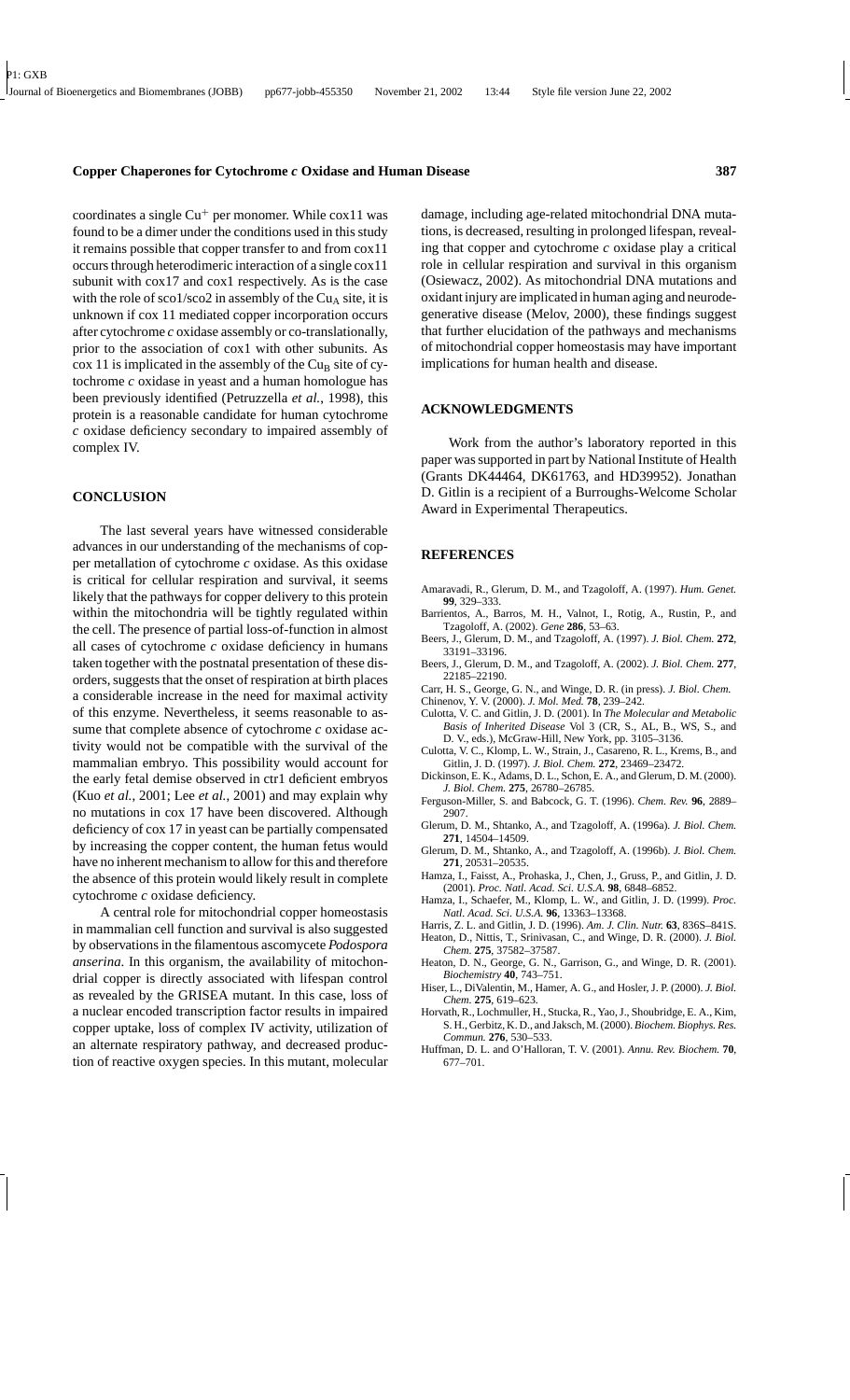coordinates a single $Cu^+$ per monomer. While cox11 was found to be a dimer under the conditions used in this study it remains possible that copper transfer to and from cox11 occurs through heterodimeric interaction of a single cox11 subunit with cox17 and cox1 respectively. As is the case with the role of sco1/sco2 in assembly of the $Cu_A$ site, it is unknown if cox 11 mediated copper incorporation occurs after cytochrome *c* oxidase assembly or co-translationally, prior to the association of cox1 with other subunits. As cox 11 is implicated in the assembly of the $Cu_B$ site of cytochrome *c* oxidase in yeast and a human homologue has been previously identified (Petruzzella *et al.*, 1998), this protein is a reasonable candidate for human cytochrome *c* oxidase deficiency secondary to impaired assembly of complex IV.

## CONCLUSION

The last several years have witnessed considerable advances in our understanding of the mechanisms of copper metallation of cytochrome *c* oxidase. As this oxidase is critical for cellular respiration and survival, it seems likely that the pathways for copper delivery to this protein within the mitochondria will be tightly regulated within the cell. The presence of partial loss-of-function in almost all cases of cytochrome *c* oxidase deficiency in humans taken together with the postnatal presentation of these disorders, suggests that the onset of respiration at birth places a considerable increase in the need for maximal activity of this enzyme. Nevertheless, it seems reasonable to assume that complete absence of cytochrome *c* oxidase activity would not be compatible with the survival of the mammalian embryo. This possibility would account for the early fetal demise observed in ctr1 deficient embryos (Kuo *et al.*, 2001; Lee *et al.*, 2001) and may explain why no mutations in cox 17 have been discovered. Although deficiency of cox 17 in yeast can be partially compensated by increasing the copper content, the human fetus would have no inherent mechanism to allow for this and therefore the absence of this protein would likely result in complete cytochrome *c* oxidase deficiency.

A central role for mitochondrial copper homeostasis in mammalian cell function and survival is also suggested by observations in the filamentous ascomycete *Podospora anserina*. In this organism, the availability of mitochondrial copper is directly associated with lifespan control as revealed by the GRISEA mutant. In this case, loss of a nuclear encoded transcription factor results in impaired copper uptake, loss of complex IV activity, utilization of an alternate respiratory pathway, and decreased production of reactive oxygen species. In this mutant, molecular damage, including age-related mitochondrial DNA mutations, is decreased, resulting in prolonged lifespan, revealing that copper and cytochrome *c* oxidase play a critical role in cellular respiration and survival in this organism (Osiewacz, 2002). As mitochondrial DNA mutations and oxidant injury are implicated in human aging and neurodegenerative disease (Melov, 2000), these findings suggest that further elucidation of the pathways and mechanisms of mitochondrial copper homeostasis may have important implications for human health and disease.

## ACKNOWLEDGMENTS

Work from the author's laboratory reported in this paper was supported in part by National Institute of Health (Grants DK44464, DK61763, and HD39952). Jonathan D. Gitlin is a recipient of a Burroughs-Welcome Scholar Award in Experimental Therapeutics.

## REFERENCES

Amaravadi, R., Glerum, D. M., and Tzagoloff, A. (1997). *Hum. Genet.* **99**, 329–333.

Barrientos, A., Barros, M. H., Valnot, I., Rotig, A., Rustin, P., and Tzagoloff, A. (2002). *Gene* **286**, 53–63.

Beers, J., Glerum, D. M., and Tzagoloff, A. (1997). *J. Biol. Chem.* **272**, 33191–33196.

Beers, J., Glerum, D. M., and Tzagoloff, A. (2002). *J. Biol. Chem.* **277**, 22185–22190.

Carr, H. S., George, G. N., and Winge, D. R. (in press). *J. Biol. Chem.*

Chinenov, Y. V. (2000). *J. Mol. Med.* **78**, 239–242.

Culotta, V. C. and Gitlin, J. D. (2001). In *The Molecular and Metabolic Basis of Inherited Disease* Vol 3 (CR, S., AL, B., WS, S., and D. V., eds.), McGraw-Hill, New York, pp. 3105–3136.

Culotta, V. C., Klomp, L. W., Strain, J., Casareno, R. L., Krems, B., and Gitlin, J. D. (1997). *J. Biol. Chem.* **272**, 23469–23472.

Dickinson, E. K., Adams, D. L., Schon, E. A., and Glerum, D. M. (2000). *J. Biol. Chem.* **275**, 26780–26785.

Ferguson-Miller, S. and Babcock, G. T. (1996). *Chem. Rev.* **96**, 2889–2907.

Glerum, D. M., Shtanko, A., and Tzagoloff, A. (1996a). *J. Biol. Chem.* **271**, 14504–14509.

Glerum, D. M., Shtanko, A., and Tzagoloff, A. (1996b). *J. Biol. Chem.* **271**, 20531–20535.

Hamza, I., Faisst, A., Prohaska, J., Chen, J., Gruss, P., and Gitlin, J. D. (2001). *Proc. Natl. Acad. Sci. U.S.A.* **98**, 6848–6852.

Hamza, I., Schaefer, M., Klomp, L. W., and Gitlin, J. D. (1999). *Proc. Natl. Acad. Sci. U.S.A.* **96**, 13363–13368.

Harris, Z. L. and Gitlin, J. D. (1996). *Am. J. Clin. Nutr.* **63**, 836S–841S.

Heaton, D., Nittis, T., Srinivasan, C., and Winge, D. R. (2000). *J. Biol. Chem.* **275**, 37582–37587.

Heaton, D. N., George, G. N., Garrison, G., and Winge, D. R. (2001). *Biochemistry* **40**, 743–751.

Hiser, L., DiValentin, M., Hamer, A. G., and Hosler, J. P. (2000). *J. Biol. Chem.* **275**, 619–623.

Horvath, R., Lochmuller, H., Stucka, R., Yao, J., Shoubridge, E. A., Kim, S. H., Gerbitz, K. D., and Jaksch, M. (2000). *Biochem. Biophys. Res. Commun.* **276**, 530–533.

Huffman, D. L. and O'Halloran, T. V. (2001). *Annu. Rev. Biochem.* **70**, 677–701.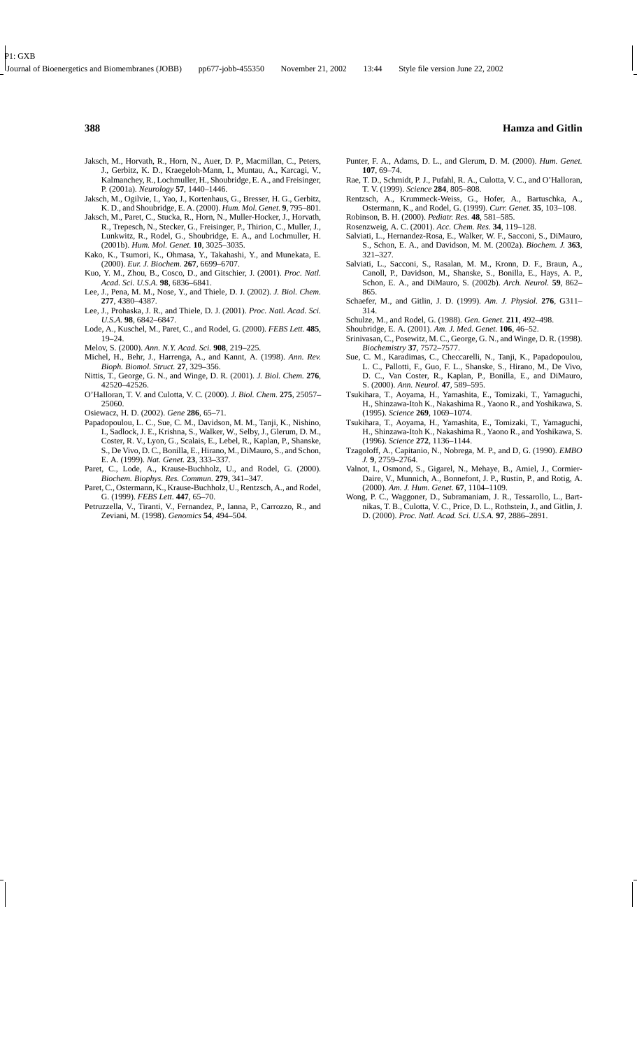Jaksch, M., Horvath, R., Horn, N., Auer, D. P., Macmillan, C., Peters, J., Gerbitz, K. D., Kraegeloh-Mann, I., Muntau, A., Karcagi, V., Kalmanchey, R., Lochmuller, H., Shoubridge, E. A., and Freisinger, P. (2001a). *Neurology* **57**, 1440–1446.

Jaksch, M., Ogilvie, I., Yao, J., Kortenhaus, G., Bresser, H. G., Gerbitz, K. D., and Shoubridge, E. A. (2000). *Hum. Mol. Genet.* **9**, 795–801.

Jaksch, M., Paret, C., Stucka, R., Horn, N., Muller-Hocker, J., Horvath, R., Trepesch, N., Stecker, G., Freisinger, P., Thirion, C., Muller, J., Lunkwitz, R., Rodel, G., Shoubridge, E. A., and Lochmuller, H. (2001b). *Hum. Mol. Genet.* **10**, 3025–3035.

Kako, K., Tsumori, K., Ohmasa, Y., Takahashi, Y., and Munekata, E. (2000). *Eur. J. Biochem.* **267**, 6699–6707.

Kuo, Y. M., Zhou, B., Cosco, D., and Gitschier, J. (2001). *Proc. Natl. Acad. Sci. U.S.A.* **98**, 6836–6841.

Lee, J., Pena, M. M., Nose, Y., and Thiele, D. J. (2002). *J. Biol. Chem.* **277**, 4380–4387.

Lee, J., Prohaska, J. R., and Thiele, D. J. (2001). *Proc. Natl. Acad. Sci. U.S.A.* **98**, 6842–6847.

Lode, A., Kuschel, M., Paret, C., and Rodel, G. (2000). *FEBS Lett.* **485**, 19–24.

Melov, S. (2000). *Ann. N.Y. Acad. Sci.* **908**, 219–225.

Michel, H., Behr, J., Harrenga, A., and Kannt, A. (1998). *Ann. Rev. Bioph. Biomol. Struct.* **27**, 329–356.

Nittis, T., George, G. N., and Winge, D. R. (2001). *J. Biol. Chem.* **276**, 42520–42526.

O'Halloran, T. V. and Culotta, V. C. (2000). *J. Biol. Chem.* **275**, 25057–25060.

Osiewacz, H. D. (2002). *Gene* **286**, 65–71.

Papadopoulou, L. C., Sue, C. M., Davidson, M. M., Tanji, K., Nishino, I., Sadlock, J. E., Krishna, S., Walker, W., Selby, J., Glerum, D. M., Coster, R. V., Lyon, G., Scalais, E., Lebel, R., Kaplan, P., Shanske, S., De Vivo, D. C., Bonilla, E., Hirano, M., DiMauro, S., and Schon, E. A. (1999). *Nat. Genet.* **23**, 333–337.

Paret, C., Lode, A., Krause-Buchholz, U., and Rodel, G. (2000). *Biochem. Biophys. Res. Commun.* **279**, 341–347.

Paret, C., Ostermann, K., Krause-Buchholz, U., Rentzsch, A., and Rodel, G. (1999). *FEBS Lett.* **447**, 65–70.

Petruzzella, V., Tiranti, V., Fernandez, P., Ianna, P., Carrozzo, R., and Zeviani, M. (1998). *Genomics* **54**, 494–504.

Punter, F. A., Adams, D. L., and Glerum, D. M. (2000). *Hum. Genet.* **107**, 69–74.

Rae, T. D., Schmidt, P. J., Pufahl, R. A., Culotta, V. C., and O'Halloran, T. V. (1999). *Science* **284**, 805–808.

Rentzsch, A., Krummeck-Weiss, G., Hofer, A., Bartuschka, A., Ostermann, K., and Rodel, G. (1999). *Curr. Genet.* **35**, 103–108.

Robinson, B. H. (2000). *Pediatr. Res.* **48**, 581–585.

Rosenzweig, A. C. (2001). *Acc. Chem. Res.* **34**, 119–128.

Salviati, L., Hernandez-Rosa, E., Walker, W. F., Sacconi, S., DiMauro, S., Schon, E. A., and Davidson, M. M. (2002a). *Biochem. J.* **363**, 321–327.

Salviati, L., Sacconi, S., Rasalan, M. M., Kronn, D. F., Braun, A., Canoll, P., Davidson, M., Shanske, S., Bonilla, E., Hays, A. P., Schon, E. A., and DiMauro, S. (2002b). *Arch. Neurol.* **59**, 862–865.

Schaefer, M., and Gitlin, J. D. (1999). *Am. J. Physiol.* **276**, G311–314.

Schulze, M., and Rodel, G. (1988). *Gen. Genet.* **211**, 492–498.

Shoubridge, E. A. (2001). *Am. J. Med. Genet.* **106**, 46–52.

Srinivasan, C., Posewitz, M. C., George, G. N., and Winge, D. R. (1998). *Biochemistry* **37**, 7572–7577.

Sue, C. M., Karadimas, C., Checcarelli, N., Tanji, K., Papadopoulou, L. C., Pallotti, F., Guo, F. L., Shanske, S., Hirano, M., De Vivo, D. C., Van Coster, R., Kaplan, P., Bonilla, E., and DiMauro, S. (2000). *Ann. Neurol.* **47**, 589–595.

Tsukihara, T., Aoyama, H., Yamashita, E., Tomizaki, T., Yamaguchi, H., Shinzawa-Itoh K., Nakashima R., Yaono R., and Yoshikawa, S. (1995). *Science* **269**, 1069–1074.

Tsukihara, T., Aoyama, H., Yamashita, E., Tomizaki, T., Yamaguchi, H., Shinzawa-Itoh K., Nakashima R., Yaono R., and Yoshikawa, S. (1996). *Science* **272**, 1136–1144.

Tzagoloff, A., Capitanio, N., Nobrega, M. P., and D, G. (1990). *EMBO J.* **9**, 2759–2764.

Valnot, I., Osmond, S., Gigarel, N., Mehaye, B., Amiel, J., Cormier-Daire, V., Munnich, A., Bonnefont, J. P., Rustin, P., and Rotig, A. (2000). *Am. J. Hum. Genet.* **67**, 1104–1109.

Wong, P. C., Waggoner, D., Subramaniam, J. R., Tessarollo, L., Bartnikas, T. B., Culotta, V. C., Price, D. L., Rothstein, J., and Gitlin, J. D. (2000). *Proc. Natl. Acad. Sci. U.S.A.* **97**, 2886–2891.